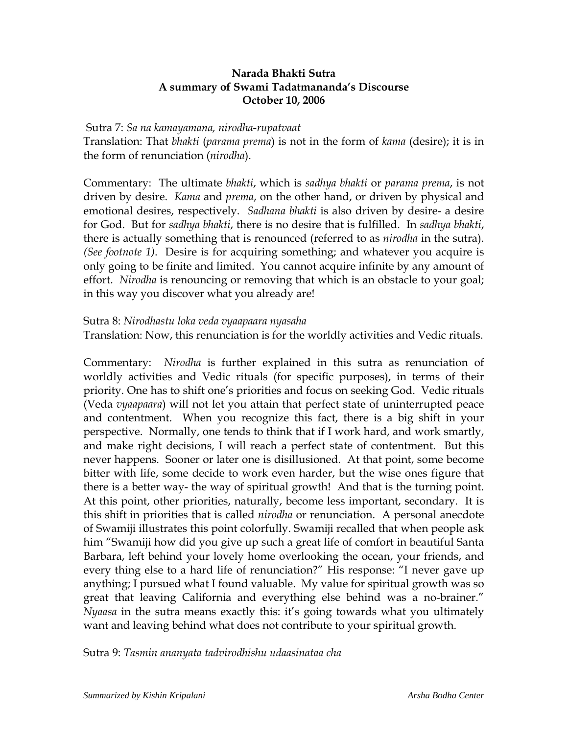**Narada Bhakti Sutra**
**A summary of Swami Tadatmananda's Discourse**
**October 10, 2006**

Sutra 7: *Sa na kamayamana, nirodha-rupatvaat*
Translation: That *bhakti* (*parama prema*) is not in the form of *kama* (desire); it is in the form of renunciation (*nirodha*).

Commentary: The ultimate *bhakti*, which is *sadhya bhakti* or *parama prema*, is not driven by desire. *Kama* and *prema*, on the other hand, or driven by physical and emotional desires, respectively. *Sadhana bhakti* is also driven by desire- a desire for God. But for *sadhya bhakti*, there is no desire that is fulfilled. In *sadhya bhakti*, there is actually something that is renounced (referred to as *nirodha* in the sutra). *(See footnote 1)*. Desire is for acquiring something; and whatever you acquire is only going to be finite and limited. You cannot acquire infinite by any amount of effort. *Nirodha* is renouncing or removing that which is an obstacle to your goal; in this way you discover what you already are!

Sutra 8: *Nirodhastu loka veda vyaapaara nyasaha*
Translation: Now, this renunciation is for the worldly activities and Vedic rituals.

Commentary: *Nirodha* is further explained in this sutra as renunciation of worldly activities and Vedic rituals (for specific purposes), in terms of their priority. One has to shift one's priorities and focus on seeking God. Vedic rituals (Veda *vyaapaara*) will not let you attain that perfect state of uninterrupted peace and contentment. When you recognize this fact, there is a big shift in your perspective. Normally, one tends to think that if I work hard, and work smartly, and make right decisions, I will reach a perfect state of contentment. But this never happens. Sooner or later one is disillusioned. At that point, some become bitter with life, some decide to work even harder, but the wise ones figure that there is a better way- the way of spiritual growth! And that is the turning point. At this point, other priorities, naturally, become less important, secondary. It is this shift in priorities that is called *nirodha* or renunciation. A personal anecdote of Swamiji illustrates this point colorfully. Swamiji recalled that when people ask him "Swamiji how did you give up such a great life of comfort in beautiful Santa Barbara, left behind your lovely home overlooking the ocean, your friends, and every thing else to a hard life of renunciation?" His response: "I never gave up anything; I pursued what I found valuable. My value for spiritual growth was so great that leaving California and everything else behind was a no-brainer." *Nyaasa* in the sutra means exactly this: it's going towards what you ultimately want and leaving behind what does not contribute to your spiritual growth.

Sutra 9: *Tasmin ananyata tadvirodhishu udaasinataa cha*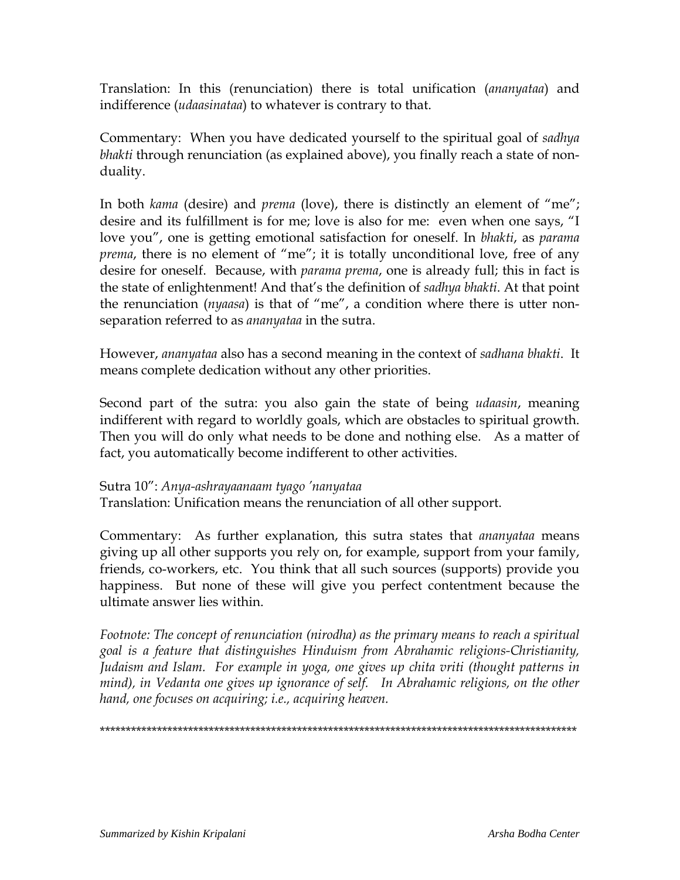Translation: In this (renunciation) there is total unification (*ananyataa*) and indifference (*udaasinataa*) to whatever is contrary to that.

Commentary: When you have dedicated yourself to the spiritual goal of *sadhya bhakti* through renunciation (as explained above), you finally reach a state of non-duality.

In both *kama* (desire) and *prema* (love), there is distinctly an element of "me"; desire and its fulfillment is for me; love is also for me: even when one says, "I love you", one is getting emotional satisfaction for oneself. In *bhakti*, as *parama prema*, there is no element of "me"; it is totally unconditional love, free of any desire for oneself. Because, with *parama prema*, one is already full; this in fact is the state of enlightenment! And that's the definition of *sadhya bhakti*. At that point the renunciation (*nyaasa*) is that of "me", a condition where there is utter non-separation referred to as *ananyataa* in the sutra.

However, *ananyataa* also has a second meaning in the context of *sadhana bhakti*. It means complete dedication without any other priorities.

Second part of the sutra: you also gain the state of being *udaasin*, meaning indifferent with regard to worldly goals, which are obstacles to spiritual growth. Then you will do only what needs to be done and nothing else. As a matter of fact, you automatically become indifferent to other activities.

Sutra 10": *Anya-ashrayaanaam tyago 'nanyataa*
Translation: Unification means the renunciation of all other support.

Commentary: As further explanation, this sutra states that *ananyataa* means giving up all other supports you rely on, for example, support from your family, friends, co-workers, etc. You think that all such sources (supports) provide you happiness. But none of these will give you perfect contentment because the ultimate answer lies within.

*Footnote: The concept of renunciation (nirodha) as the primary means to reach a spiritual goal is a feature that distinguishes Hinduism from Abrahamic religions-Christianity, Judaism and Islam. For example in yoga, one gives up chita vriti (thought patterns in mind), in Vedanta one gives up ignorance of self. In Abrahamic religions, on the other hand, one focuses on acquiring; i.e., acquiring heaven.*

*******************************************************************************************

*Summarized by Kishin Kripalani* *Arsha Bodha Center*